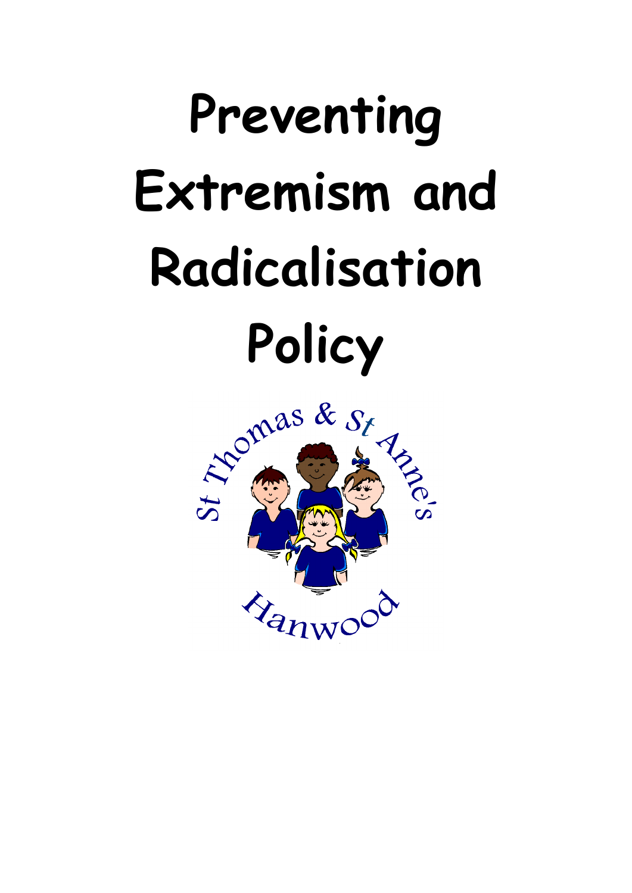# Preventing Extremism and Radicalisation Policy

St Thomas & St Anne's

Hanwood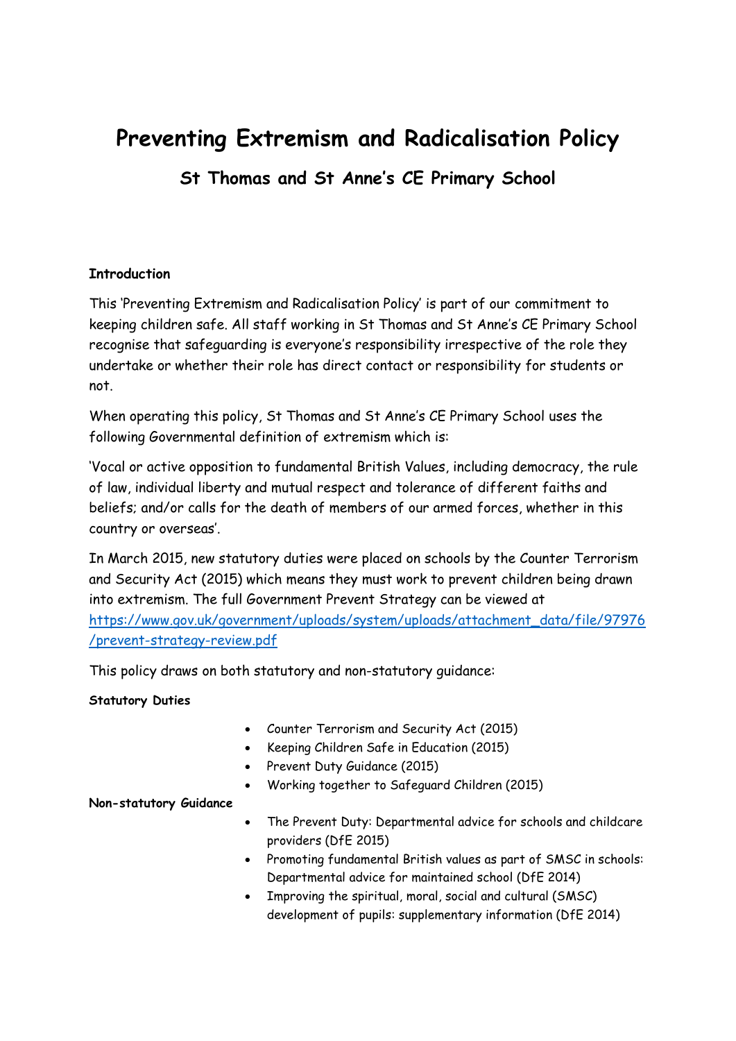# Preventing Extremism and Radicalisation Policy

## St Thomas and St Anne's CE Primary School

**Introduction**

This 'Preventing Extremism and Radicalisation Policy' is part of our commitment to keeping children safe. All staff working in St Thomas and St Anne's CE Primary School recognise that safeguarding is everyone's responsibility irrespective of the role they undertake or whether their role has direct contact or responsibility for students or not.

When operating this policy, St Thomas and St Anne's CE Primary School uses the following Governmental definition of extremism which is:

'Vocal or active opposition to fundamental British Values, including democracy, the rule of law, individual liberty and mutual respect and tolerance of different faiths and beliefs; and/or calls for the death of members of our armed forces, whether in this country or overseas'.

In March 2015, new statutory duties were placed on schools by the Counter Terrorism and Security Act (2015) which means they must work to prevent children being drawn into extremism. The full Government Prevent Strategy can be viewed at [https://www.gov.uk/government/uploads/system/uploads/attachment_data/file/97976/prevent-strategy-review.pdf](https://www.gov.uk/government/uploads/system/uploads/attachment_data/file/97976/prevent-strategy-review.pdf)

This policy draws on both statutory and non-statutory guidance:

**Statutory Duties**

- Counter Terrorism and Security Act (2015)
- Keeping Children Safe in Education (2015)
- Prevent Duty Guidance (2015)
- Working together to Safeguard Children (2015)

**Non-statutory Guidance**

- The Prevent Duty: Departmental advice for schools and childcare providers (DfE 2015)
- Promoting fundamental British values as part of SMSC in schools: Departmental advice for maintained school (DfE 2014)
- Improving the spiritual, moral, social and cultural (SMSC) development of pupils: supplementary information (DfE 2014)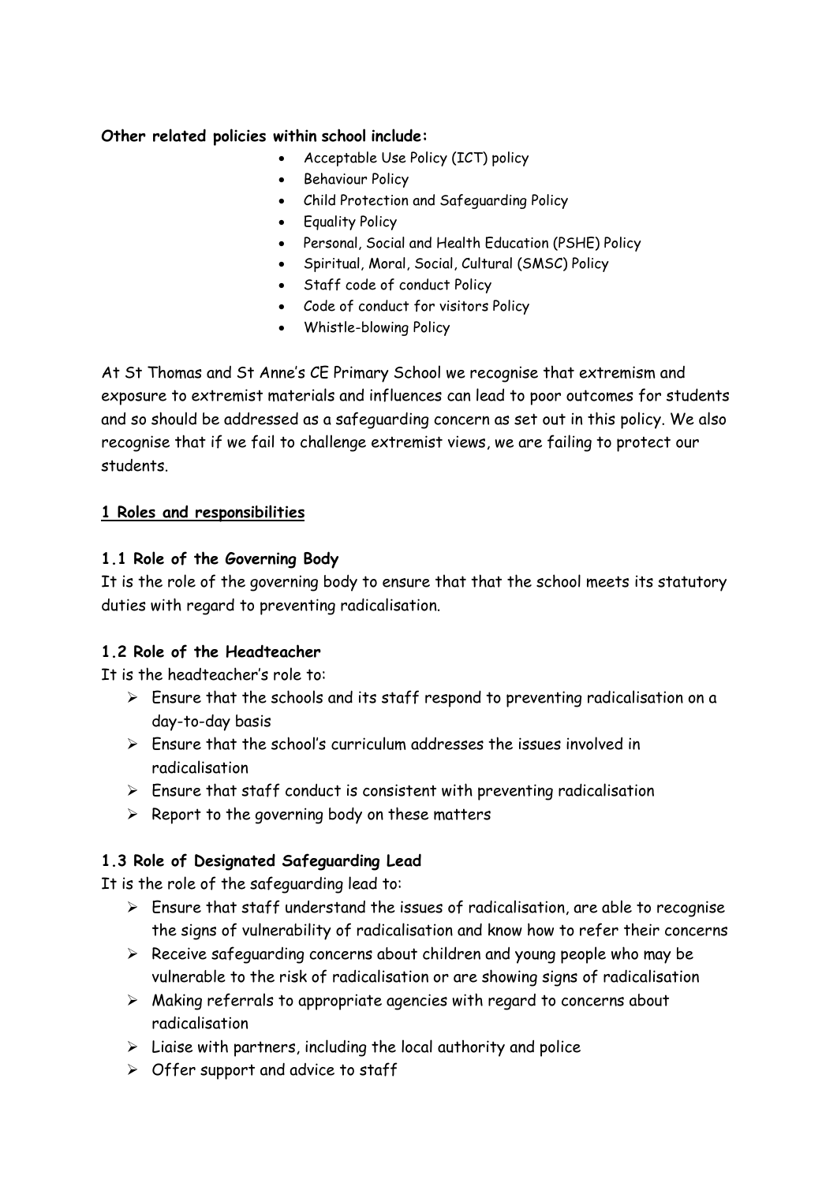**Other related policies within school include:**

- Acceptable Use Policy (ICT) policy
- Behaviour Policy
- Child Protection and Safeguarding Policy
- Equality Policy
- Personal, Social and Health Education (PSHE) Policy
- Spiritual, Moral, Social, Cultural (SMSC) Policy
- Staff code of conduct Policy
- Code of conduct for visitors Policy
- Whistle-blowing Policy

At St Thomas and St Anne's CE Primary School we recognise that extremism and exposure to extremist materials and influences can lead to poor outcomes for students and so should be addressed as a safeguarding concern as set out in this policy. We also recognise that if we fail to challenge extremist views, we are failing to protect our students.

## 1 Roles and responsibilities

### 1.1 Role of the Governing Body

It is the role of the governing body to ensure that that the school meets its statutory duties with regard to preventing radicalisation.

### 1.2 Role of the Headteacher

It is the headteacher's role to:

- Ensure that the schools and its staff respond to preventing radicalisation on a day-to-day basis
- Ensure that the school's curriculum addresses the issues involved in radicalisation
- Ensure that staff conduct is consistent with preventing radicalisation
- Report to the governing body on these matters

### 1.3 Role of Designated Safeguarding Lead

It is the role of the safeguarding lead to:

- Ensure that staff understand the issues of radicalisation, are able to recognise the signs of vulnerability of radicalisation and know how to refer their concerns
- Receive safeguarding concerns about children and young people who may be vulnerable to the risk of radicalisation or are showing signs of radicalisation
- Making referrals to appropriate agencies with regard to concerns about radicalisation
- Liaise with partners, including the local authority and police
- Offer support and advice to staff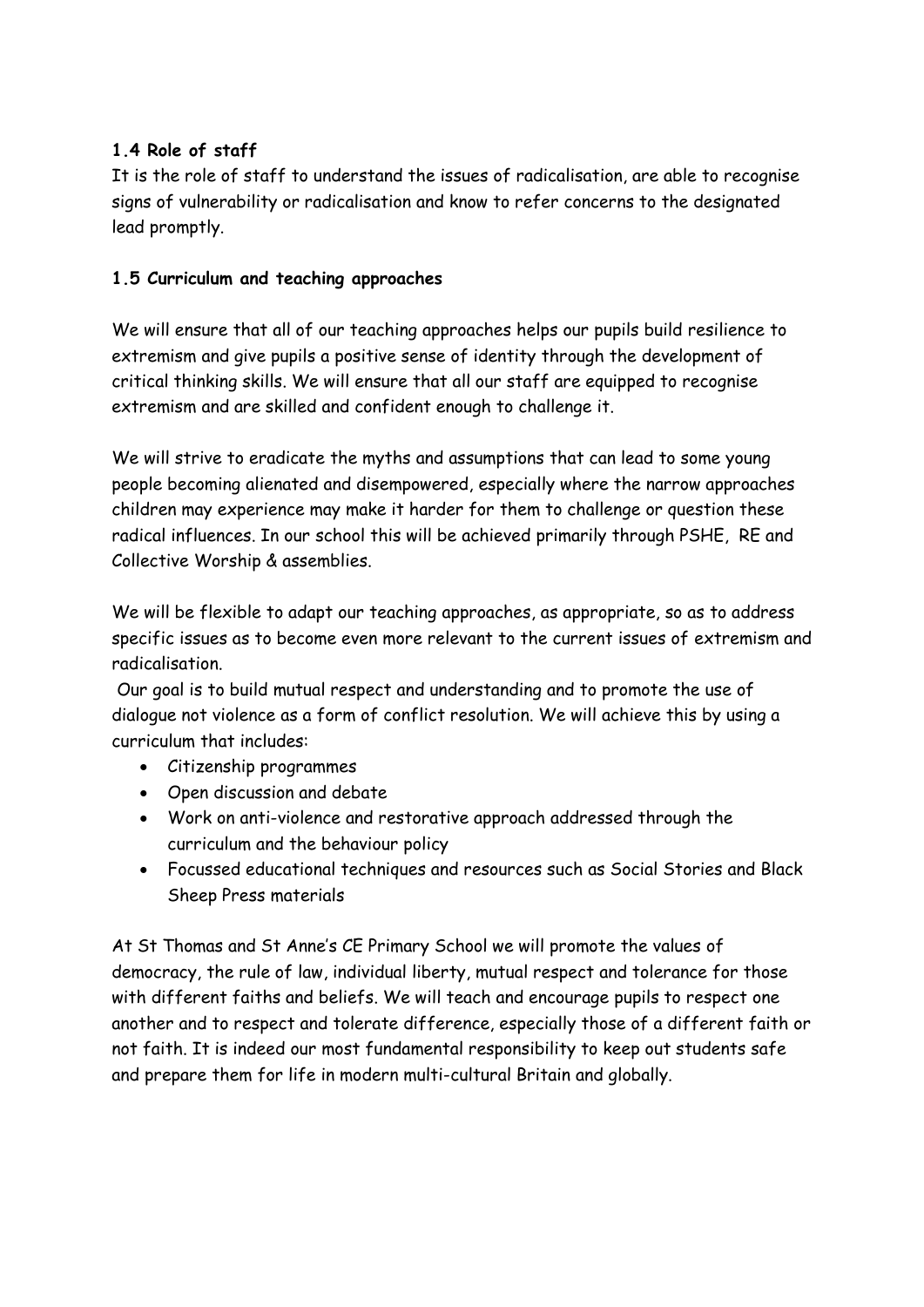**1.4 Role of staff**

It is the role of staff to understand the issues of radicalisation, are able to recognise signs of vulnerability or radicalisation and know to refer concerns to the designated lead promptly.

**1.5 Curriculum and teaching approaches**

We will ensure that all of our teaching approaches helps our pupils build resilience to extremism and give pupils a positive sense of identity through the development of critical thinking skills. We will ensure that all our staff are equipped to recognise extremism and are skilled and confident enough to challenge it.

We will strive to eradicate the myths and assumptions that can lead to some young people becoming alienated and disempowered, especially where the narrow approaches children may experience may make it harder for them to challenge or question these radical influences. In our school this will be achieved primarily through PSHE, RE and Collective Worship & assemblies.

We will be flexible to adapt our teaching approaches, as appropriate, so as to address specific issues as to become even more relevant to the current issues of extremism and radicalisation.

Our goal is to build mutual respect and understanding and to promote the use of dialogue not violence as a form of conflict resolution. We will achieve this by using a curriculum that includes:

- Citizenship programmes
- Open discussion and debate
- Work on anti-violence and restorative approach addressed through the curriculum and the behaviour policy
- Focussed educational techniques and resources such as Social Stories and Black Sheep Press materials

At St Thomas and St Anne's CE Primary School we will promote the values of democracy, the rule of law, individual liberty, mutual respect and tolerance for those with different faiths and beliefs. We will teach and encourage pupils to respect one another and to respect and tolerate difference, especially those of a different faith or not faith. It is indeed our most fundamental responsibility to keep out students safe and prepare them for life in modern multi-cultural Britain and globally.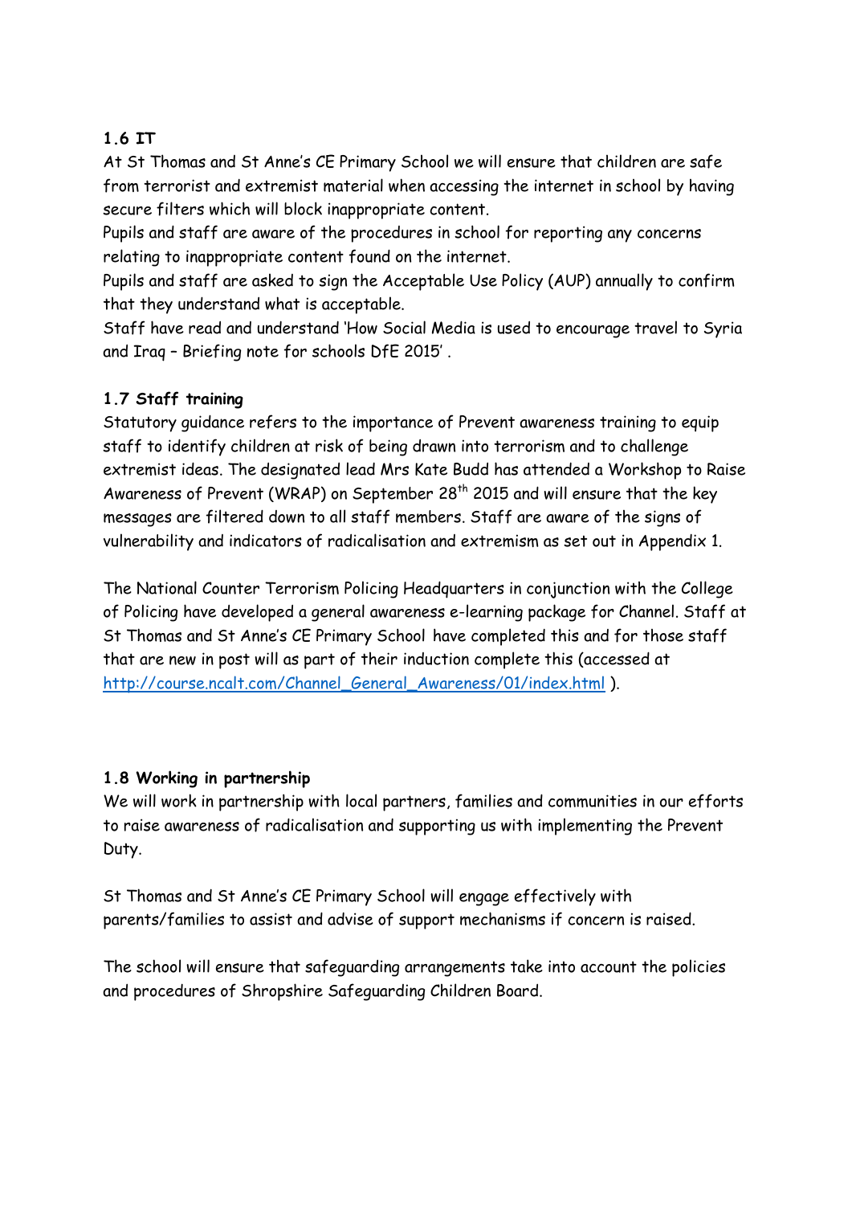### 1.6 IT

At St Thomas and St Anne's CE Primary School we will ensure that children are safe from terrorist and extremist material when accessing the internet in school by having secure filters which will block inappropriate content.

Pupils and staff are aware of the procedures in school for reporting any concerns relating to inappropriate content found on the internet.

Pupils and staff are asked to sign the Acceptable Use Policy (AUP) annually to confirm that they understand what is acceptable.

Staff have read and understand 'How Social Media is used to encourage travel to Syria and Iraq – Briefing note for schools DfE 2015' .

### 1.7 Staff training

Statutory guidance refers to the importance of Prevent awareness training to equip staff to identify children at risk of being drawn into terrorism and to challenge extremist ideas. The designated lead Mrs Kate Budd has attended a Workshop to Raise Awareness of Prevent (WRAP) on September 28th 2015 and will ensure that the key messages are filtered down to all staff members. Staff are aware of the signs of vulnerability and indicators of radicalisation and extremism as set out in Appendix 1.

The National Counter Terrorism Policing Headquarters in conjunction with the College of Policing have developed a general awareness e-learning package for Channel. Staff at St Thomas and St Anne's CE Primary School have completed this and for those staff that are new in post will as part of their induction complete this (accessed at [http://course.ncalt.com/Channel_General_Awareness/01/index.html](http://course.ncalt.com/Channel_General_Awareness/01/index.html) ).

### 1.8 Working in partnership

We will work in partnership with local partners, families and communities in our efforts to raise awareness of radicalisation and supporting us with implementing the Prevent Duty.

St Thomas and St Anne's CE Primary School will engage effectively with parents/families to assist and advise of support mechanisms if concern is raised.

The school will ensure that safeguarding arrangements take into account the policies and procedures of Shropshire Safeguarding Children Board.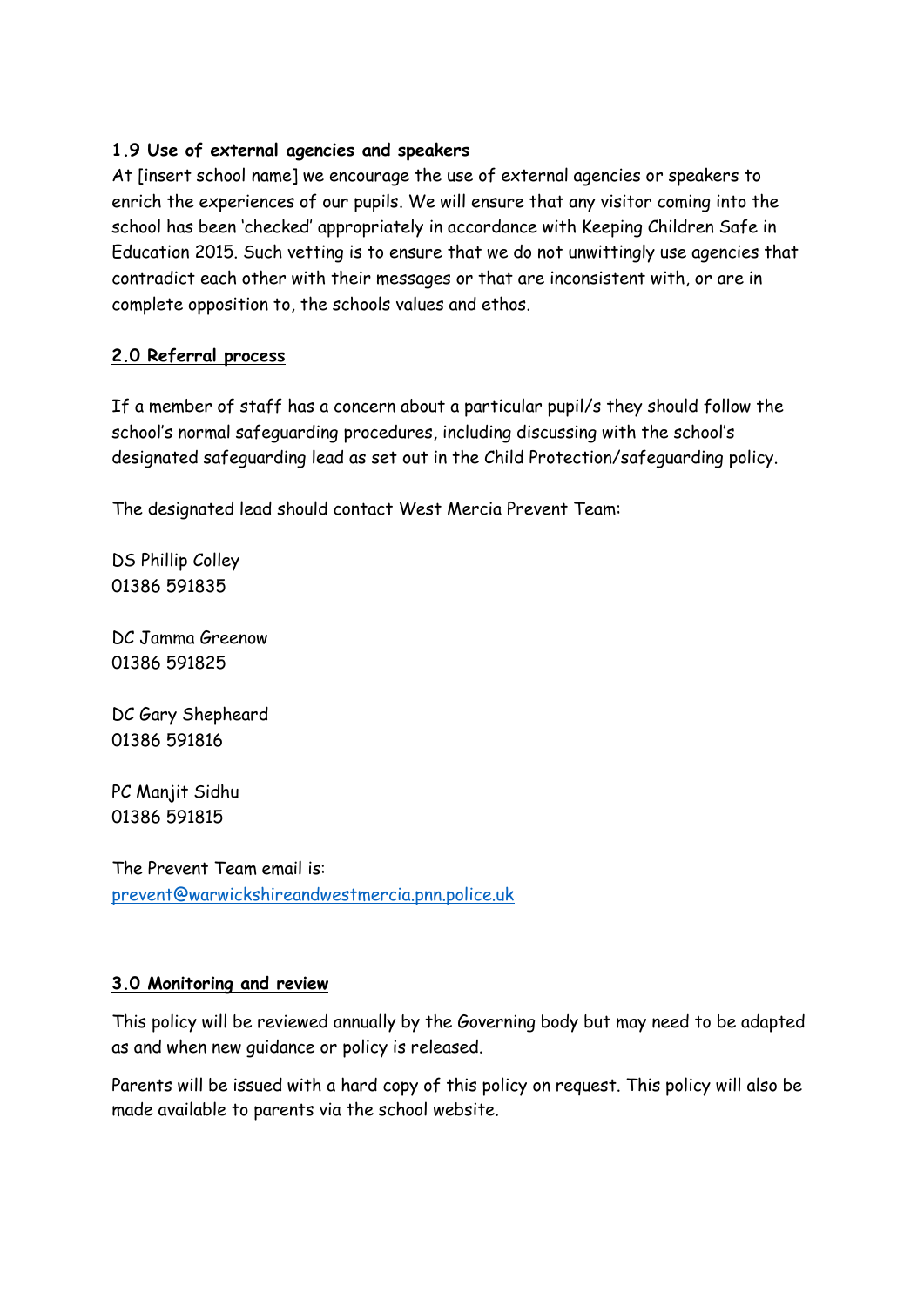### 1.9 Use of external agencies and speakers

At [insert school name] we encourage the use of external agencies or speakers to enrich the experiences of our pupils. We will ensure that any visitor coming into the school has been 'checked' appropriately in accordance with Keeping Children Safe in Education 2015. Such vetting is to ensure that we do not unwittingly use agencies that contradict each other with their messages or that are inconsistent with, or are in complete opposition to, the schools values and ethos.

## 2.0 Referral process

If a member of staff has a concern about a particular pupil/s they should follow the school's normal safeguarding procedures, including discussing with the school's designated safeguarding lead as set out in the Child Protection/safeguarding policy.

The designated lead should contact West Mercia Prevent Team:

DS Phillip Colley
01386 591835

DC Jamma Greenow
01386 591825

DC Gary Shepheard
01386 591816

PC Manjit Sidhu
01386 591815

The Prevent Team email is:
prevent@warwickshireandwestmercia.pnn.police.uk

## 3.0 Monitoring and review

This policy will be reviewed annually by the Governing body but may need to be adapted as and when new guidance or policy is released.

Parents will be issued with a hard copy of this policy on request. This policy will also be made available to parents via the school website.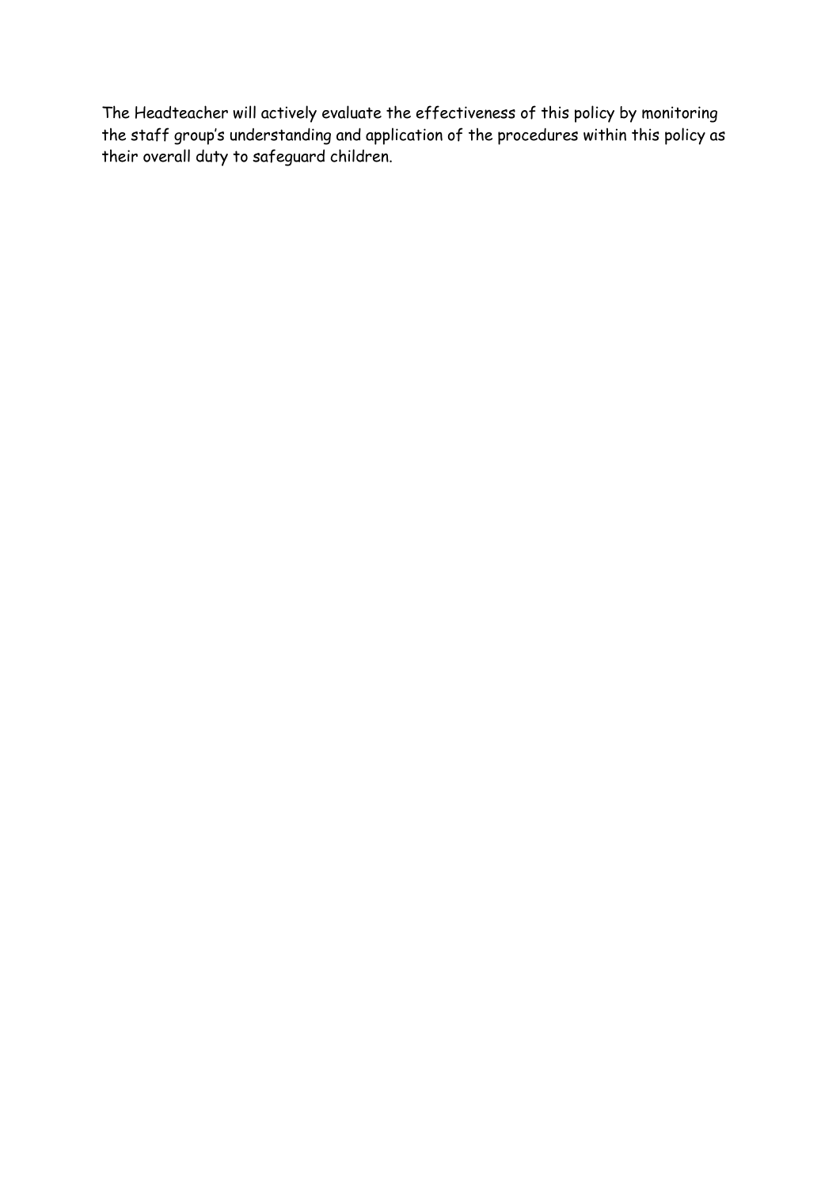The Headteacher will actively evaluate the effectiveness of this policy by monitoring the staff group's understanding and application of the procedures within this policy as their overall duty to safeguard children.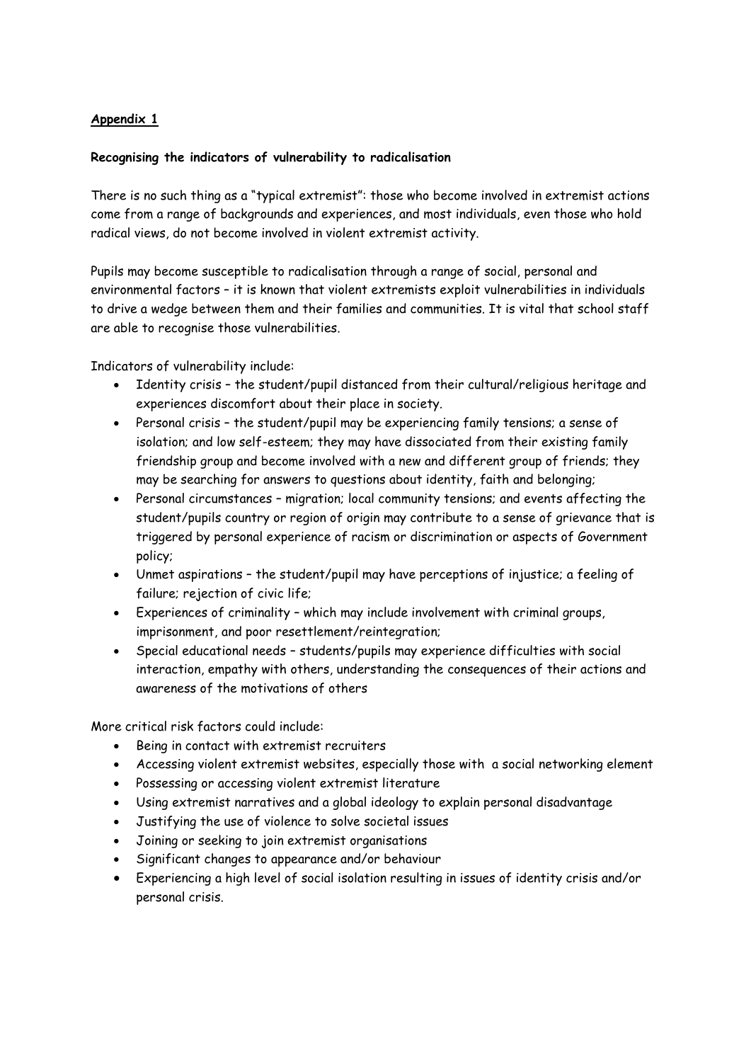**Appendix 1**

**Recognising the indicators of vulnerability to radicalisation**

There is no such thing as a "typical extremist": those who become involved in extremist actions come from a range of backgrounds and experiences, and most individuals, even those who hold radical views, do not become involved in violent extremist activity.

Pupils may become susceptible to radicalisation through a range of social, personal and environmental factors – it is known that violent extremists exploit vulnerabilities in individuals to drive a wedge between them and their families and communities. It is vital that school staff are able to recognise those vulnerabilities.

Indicators of vulnerability include:

- Identity crisis – the student/pupil distanced from their cultural/religious heritage and experiences discomfort about their place in society.
- Personal crisis – the student/pupil may be experiencing family tensions; a sense of isolation; and low self-esteem; they may have dissociated from their existing family friendship group and become involved with a new and different group of friends; they may be searching for answers to questions about identity, faith and belonging;
- Personal circumstances – migration; local community tensions; and events affecting the student/pupils country or region of origin may contribute to a sense of grievance that is triggered by personal experience of racism or discrimination or aspects of Government policy;
- Unmet aspirations – the student/pupil may have perceptions of injustice; a feeling of failure; rejection of civic life;
- Experiences of criminality – which may include involvement with criminal groups, imprisonment, and poor resettlement/reintegration;
- Special educational needs – students/pupils may experience difficulties with social interaction, empathy with others, understanding the consequences of their actions and awareness of the motivations of others

More critical risk factors could include:

- Being in contact with extremist recruiters
- Accessing violent extremist websites, especially those with a social networking element
- Possessing or accessing violent extremist literature
- Using extremist narratives and a global ideology to explain personal disadvantage
- Justifying the use of violence to solve societal issues
- Joining or seeking to join extremist organisations
- Significant changes to appearance and/or behaviour
- Experiencing a high level of social isolation resulting in issues of identity crisis and/or personal crisis.